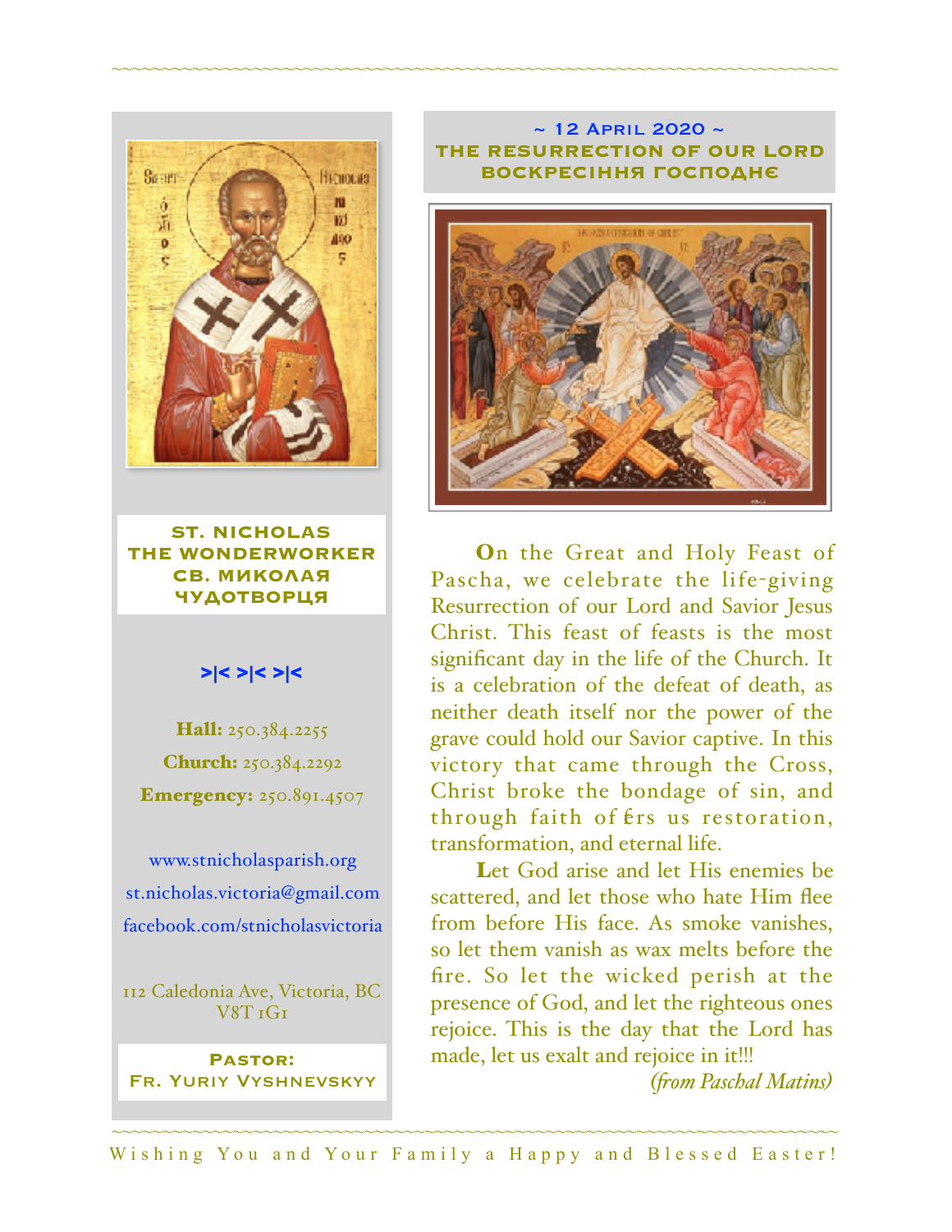## ~ 12 April 2020 ~
## THE RESURRECTION OF OUR LORD
## ВОСКРЕСІННЯ ГОСПОДНЄ

On the Great and Holy Feast of Pascha, we celebrate the life-giving Resurrection of our Lord and Savior Jesus Christ. This feast of feasts is the most significant day in the life of the Church. It is a celebration of the defeat of death, as neither death itself nor the power of the grave could hold our Savior captive. In this victory that came through the Cross, Christ broke the bondage of sin, and through faith offers us restoration, transformation, and eternal life.

Let God arise and let His enemies be scattered, and let those who hate Him flee from before His face. As smoke vanishes, so let them vanish as wax melts before the fire. So let the wicked perish at the presence of God, and let the righteous ones rejoice. This is the day that the Lord has made, let us exalt and rejoice in it!!!

*(from Paschal Matins)*

**ST. NICHOLAS THE WONDERWORKER**
**СВ. МИКОЛАЯ ЧУДОТВОРЦЯ**

>|< >|< >|<

**Hall:** 250.384.2255

**Church:** 250.384.2292

**Emergency:** 250.891.4507

www.stnicholasparish.org

st.nicholas.victoria@gmail.com

facebook.com/stnicholasvictoria

112 Caledonia Ave, Victoria, BC V8T 1G1

**Pastor:**
**Fr. Yuriy Vyshnevskyy**

Wishing You and Your Family a Happy and Blessed Easter!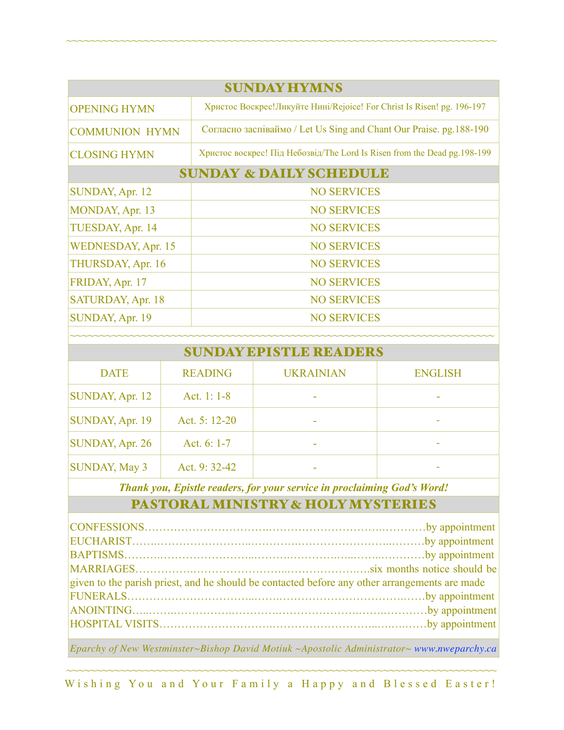~~~~~~~~~~~~~~~~~~~~~~~~~~~~~~~~~~~~~~~~~~~~~~~~~~~~~~~~~~~~~~~~~~~~~~~~~~~~~~~~~~~~~~~~~~~~~~~

| SUNDAY HYMNS | |
|---|---|
| OPENING HYMN | Христос Воскрес!Ликуйте Нині/Rejoice! For Christ Is Risen! pg. 196-197 |
| COMMUNION HYMN | Согласно заспіваймо / Let Us Sing and Chant Our Praise. pg.188-190 |
| CLOSING HYMN | Христос воскрес! Під Небозвід/The Lord Is Risen from the Dead pg.198-199 |

| SUNDAY & DAILY SCHEDULE | |
|---|---|
| SUNDAY, Apr. 12 | NO SERVICES |
| MONDAY, Apr. 13 | NO SERVICES |
| TUESDAY, Apr. 14 | NO SERVICES |
| WEDNESDAY, Apr. 15 | NO SERVICES |
| THURSDAY, Apr. 16 | NO SERVICES |
| FRIDAY, Apr. 17 | NO SERVICES |
| SATURDAY, Apr. 18 | NO SERVICES |
| SUNDAY, Apr. 19 | NO SERVICES |

~~~~~~~~~~~~~~~~~~~~~~~~~~~~~~~~~~~~~~~~~~~~~~~~~~~~~~~~~~~~~~~~~~~~~~~~~~~~~~~~~~~~~~~~~~~~~~~

## SUNDAY EPISTLE READERS

| DATE | READING | UKRAINIAN | ENGLISH |
|---|---|---|---|
| SUNDAY, Apr. 12 | Act. 1: 1-8 | - | - |
| SUNDAY, Apr. 19 | Act. 5: 12-20 | - | - |
| SUNDAY, Apr. 26 | Act. 6: 1-7 | - | - |
| SUNDAY, May 3 | Act. 9: 32-42 | - | - |

***Thank you, Epistle readers, for your service in proclaiming God's Word!***

## PASTORAL MINISTRY & HOLY MYSTERIES

CONFESSIONS……………………………..……………………….…………by appointment
EUCHARIST……..……………………...…………..……………………..………by appointment
BAPTISMS………..……………………...……….……………..…..……..…………by appointment
MARRIAGES…………….…………………….…..………………….……six months notice should be given to the parish priest, and he should be contacted before any other arrangements are made
FUNERALS……………………………..……..………………………………….……by appointment
ANOINTING…..…….……………….……………..…………………..…….…………by appointment
HOSPITAL VISITS……………………….…………………………..…….….……by appointment

*Eparchy of New Westminster~Bishop David Motiuk ~Apostolic Administrator~ www.nweparchy.ca*

~~~~~~~~~~~~~~~~~~~~~~~~~~~~~~~~~~~~~~~~~~~~~~~~~~~~~~~~~~~~~~~~~~~~~~~~~~~~~~~~~~~~~~~~~~~~~~~

Wishing You and Your Family a Happy and Blessed Easter!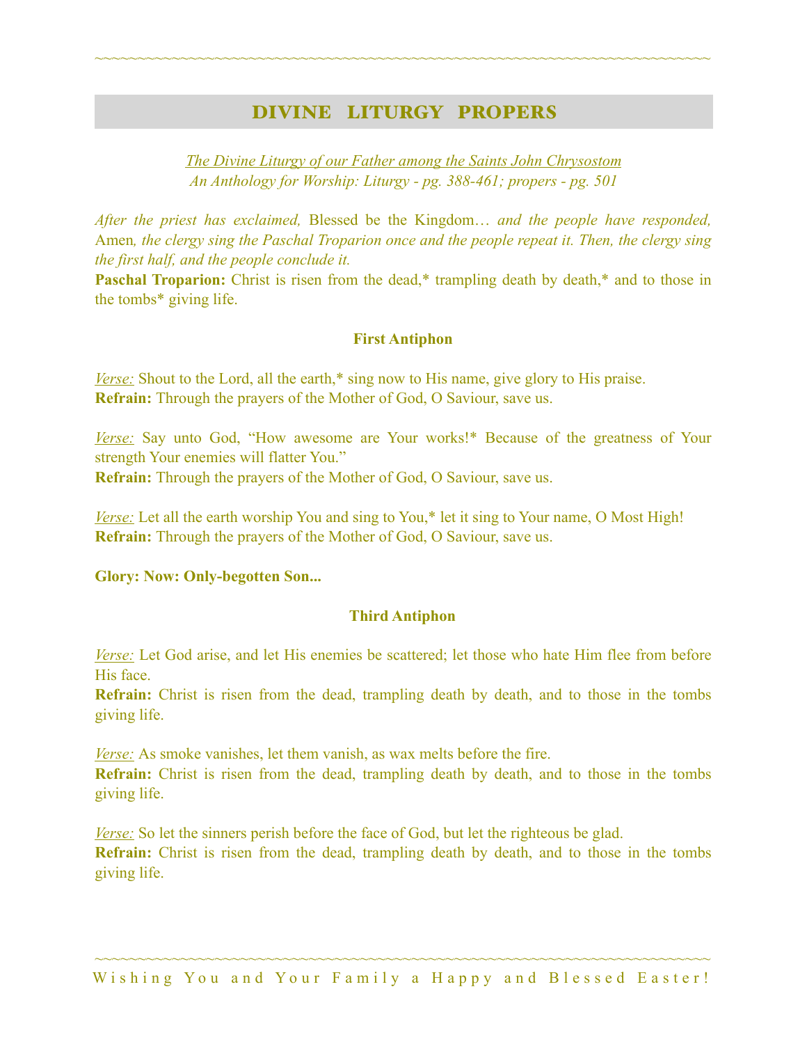## DIVINE LITURGY PROPERS

*The Divine Liturgy of our Father among the Saints John Chrysostom*
*An Anthology for Worship: Liturgy - pg. 388-461; propers - pg. 501*

*After the priest has exclaimed,* Blessed be the Kingdom… *and the people have responded,* Amen*, the clergy sing the Paschal Troparion once and the people repeat it. Then, the clergy sing the first half, and the people conclude it.*

**Paschal Troparion:** Christ is risen from the dead,* trampling death by death,* and to those in the tombs* giving life.

### First Antiphon

*Verse:* Shout to the Lord, all the earth,* sing now to His name, give glory to His praise.
**Refrain:** Through the prayers of the Mother of God, O Saviour, save us.

*Verse:* Say unto God, "How awesome are Your works!* Because of the greatness of Your strength Your enemies will flatter You."
**Refrain:** Through the prayers of the Mother of God, O Saviour, save us.

*Verse:* Let all the earth worship You and sing to You,* let it sing to Your name, O Most High!
**Refrain:** Through the prayers of the Mother of God, O Saviour, save us.

**Glory: Now: Only-begotten Son...**

### Third Antiphon

*Verse:* Let God arise, and let His enemies be scattered; let those who hate Him flee from before His face.
**Refrain:** Christ is risen from the dead, trampling death by death, and to those in the tombs giving life.

*Verse:* As smoke vanishes, let them vanish, as wax melts before the fire.
**Refrain:** Christ is risen from the dead, trampling death by death, and to those in the tombs giving life.

*Verse:* So let the sinners perish before the face of God, but let the righteous be glad.
**Refrain:** Christ is risen from the dead, trampling death by death, and to those in the tombs giving life.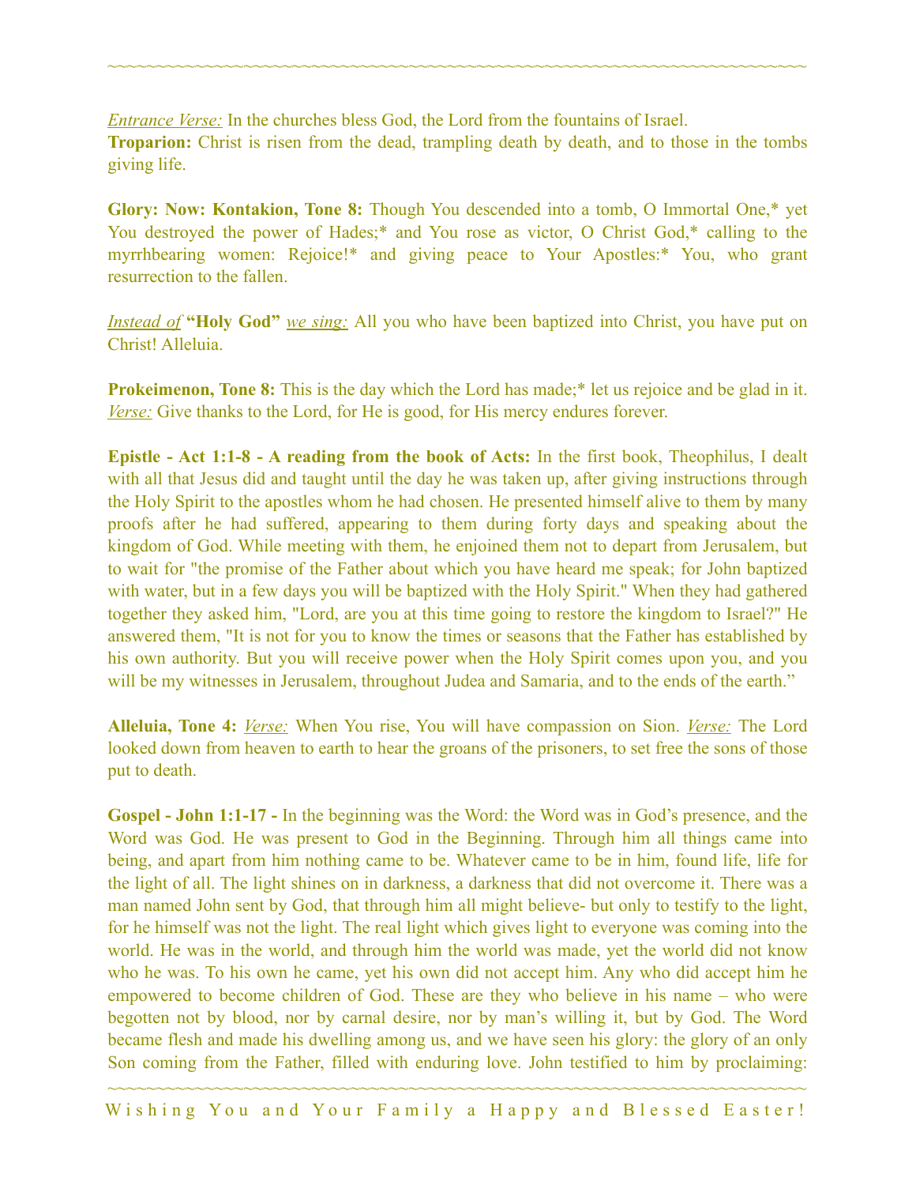~~~~~~~~~~~~~~~~~~~~~~~~~~~~~~~~~~~~~~~~~~~~~~~~~~~~~~~~~~~~~~~~~~~~~~~~

*Entrance Verse:* In the churches bless God, the Lord from the fountains of Israel.
**Troparion:** Christ is risen from the dead, trampling death by death, and to those in the tombs giving life.

**Glory: Now: Kontakion, Tone 8:** Though You descended into a tomb, O Immortal One,* yet You destroyed the power of Hades;* and You rose as victor, O Christ God,* calling to the myrrhbearing women: Rejoice!* and giving peace to Your Apostles:* You, who grant resurrection to the fallen.

*Instead of* **"Holy God"** *we sing:* All you who have been baptized into Christ, you have put on Christ! Alleluia.

**Prokeimenon, Tone 8:** This is the day which the Lord has made;* let us rejoice and be glad in it. *Verse:* Give thanks to the Lord, for He is good, for His mercy endures forever.

**Epistle - Act 1:1-8 - A reading from the book of Acts:** In the first book, Theophilus, I dealt with all that Jesus did and taught until the day he was taken up, after giving instructions through the Holy Spirit to the apostles whom he had chosen. He presented himself alive to them by many proofs after he had suffered, appearing to them during forty days and speaking about the kingdom of God. While meeting with them, he enjoined them not to depart from Jerusalem, but to wait for "the promise of the Father about which you have heard me speak; for John baptized with water, but in a few days you will be baptized with the Holy Spirit." When they had gathered together they asked him, "Lord, are you at this time going to restore the kingdom to Israel?" He answered them, "It is not for you to know the times or seasons that the Father has established by his own authority. But you will receive power when the Holy Spirit comes upon you, and you will be my witnesses in Jerusalem, throughout Judea and Samaria, and to the ends of the earth."

**Alleluia, Tone 4:** *Verse:* When You rise, You will have compassion on Sion. *Verse:* The Lord looked down from heaven to earth to hear the groans of the prisoners, to set free the sons of those put to death.

**Gospel - John 1:1-17 -** In the beginning was the Word: the Word was in God's presence, and the Word was God. He was present to God in the Beginning. Through him all things came into being, and apart from him nothing came to be. Whatever came to be in him, found life, life for the light of all. The light shines on in darkness, a darkness that did not overcome it. There was a man named John sent by God, that through him all might believe- but only to testify to the light, for he himself was not the light. The real light which gives light to everyone was coming into the world. He was in the world, and through him the world was made, yet the world did not know who he was. To his own he came, yet his own did not accept him. Any who did accept him he empowered to become children of God. These are they who believe in his name – who were begotten not by blood, nor by carnal desire, nor by man's willing it, but by God. The Word became flesh and made his dwelling among us, and we have seen his glory: the glory of an only Son coming from the Father, filled with enduring love. John testified to him by proclaiming:

~~~~~~~~~~~~~~~~~~~~~~~~~~~~~~~~~~~~~~~~~~~~~~~~~~~~~~~~~~~~~~~~~~~~~~~~

Wishing You and Your Family a Happy and Blessed Easter!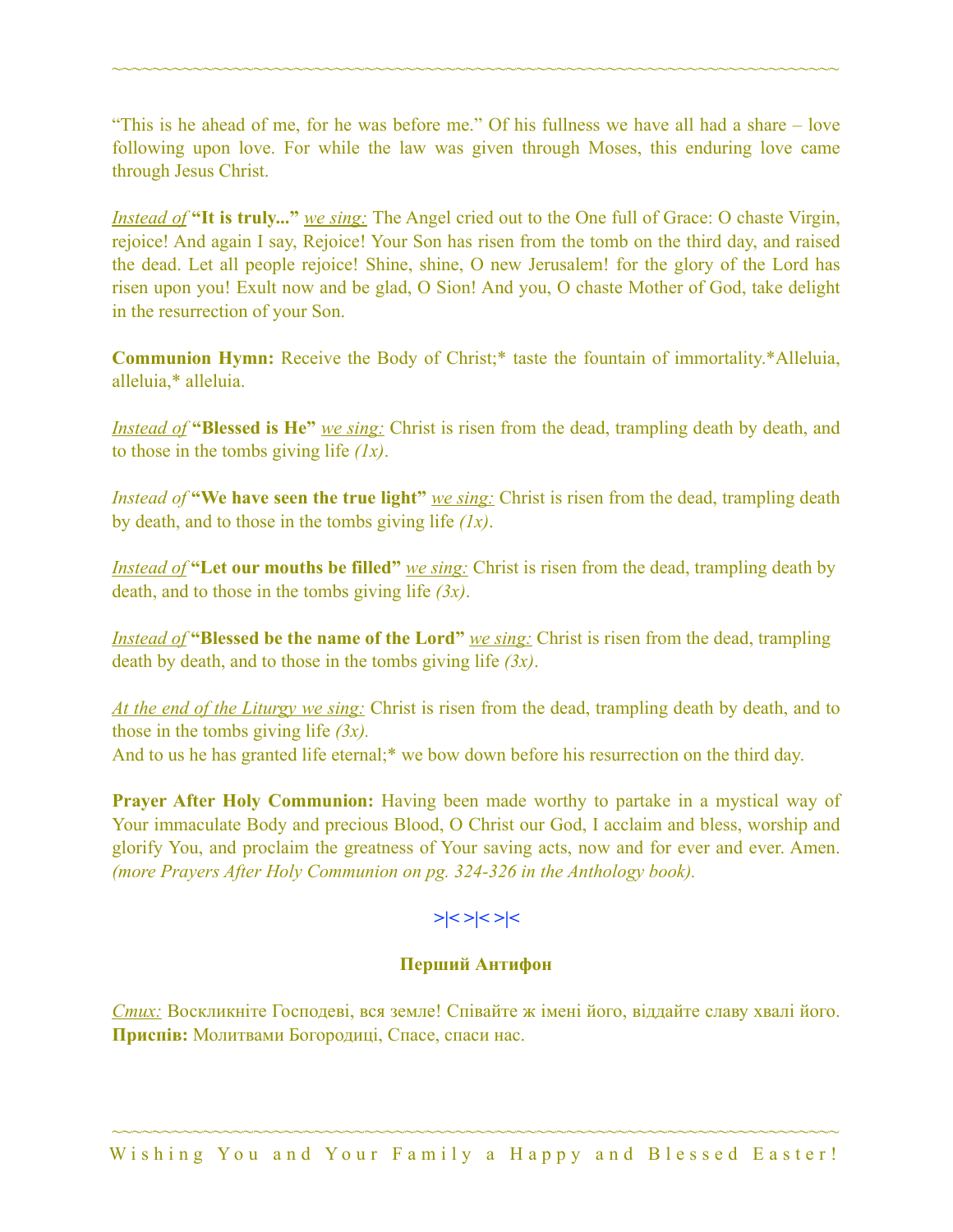"This is he ahead of me, for he was before me." Of his fullness we have all had a share – love following upon love. For while the law was given through Moses, this enduring love came through Jesus Christ.

*Instead of* **"It is truly..."** *we sing:* The Angel cried out to the One full of Grace: O chaste Virgin, rejoice! And again I say, Rejoice! Your Son has risen from the tomb on the third day, and raised the dead. Let all people rejoice! Shine, shine, O new Jerusalem! for the glory of the Lord has risen upon you! Exult now and be glad, O Sion! And you, O chaste Mother of God, take delight in the resurrection of your Son.

**Communion Hymn:** Receive the Body of Christ;* taste the fountain of immortality.*Alleluia, alleluia,* alleluia.

*Instead of* **"Blessed is He"** *we sing:* Christ is risen from the dead, trampling death by death, and to those in the tombs giving life *(1x)*.

*Instead of* **"We have seen the true light"** *we sing:* Christ is risen from the dead, trampling death by death, and to those in the tombs giving life *(1x)*.

*Instead of* **"Let our mouths be filled"** *we sing:* Christ is risen from the dead, trampling death by death, and to those in the tombs giving life *(3x)*.

*Instead of* **"Blessed be the name of the Lord"** *we sing:* Christ is risen from the dead, trampling death by death, and to those in the tombs giving life *(3x)*.

*At the end of the Liturgy we sing:* Christ is risen from the dead, trampling death by death, and to those in the tombs giving life *(3x)*.
And to us he has granted life eternal;* we bow down before his resurrection on the third day.

**Prayer After Holy Communion:** Having been made worthy to partake in a mystical way of Your immaculate Body and precious Blood, O Christ our God, I acclaim and bless, worship and glorify You, and proclaim the greatness of Your saving acts, now and for ever and ever. Amen. *(more Prayers After Holy Communion on pg. 324-326 in the Anthology book).*

>|< >|< >|<

**Перший Антифон**

*Стих:* Воскликніте Господеві, вся земле! Співайте ж імені його, віддайте славу хвалі його.
**Приспів:** Молитвами Богородиці, Спасе, спаси нас.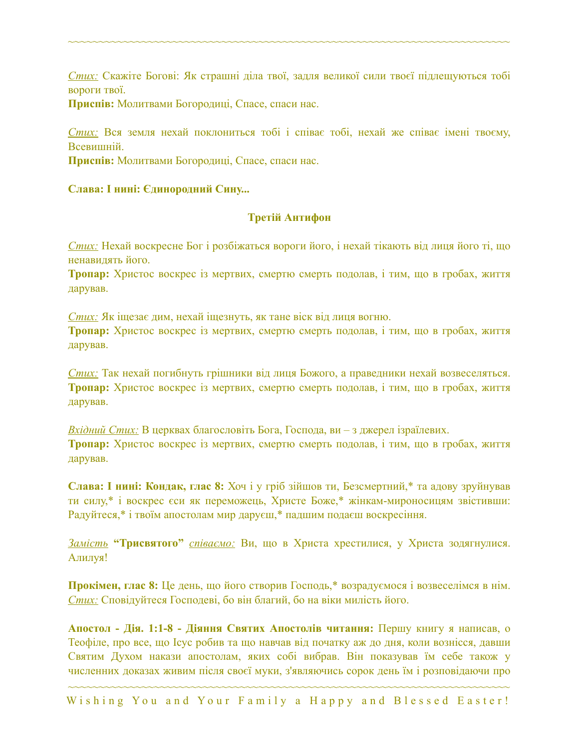*Стих:* Скажіте Богові: Як страшні діла твої, задля великої сили твоєї підлещуються тобі вороги твої.
**Приспів:** Молитвами Богородиці, Спасе, спаси нас.

*Стих:* Вся земля нехай поклониться тобі і співає тобі, нехай же співає імені твоєму, Всевишній.
**Приспів:** Молитвами Богородиці, Спасе, спаси нас.

**Слава: І нині: Єдинородний Сину...**

### Третій Антифон

*Стих:* Нехай воскресне Бог і розбіжаться вороги його, і нехай тікають від лиця його ті, що ненавидять його.
**Тропар:** Христос воскрес із мертвих, смертю смерть подолав, і тим, що в гробах, життя дарував.

*Стих:* Як іщезає дим, нехай іщезнуть, як тане віск від лиця вогню.
**Тропар:** Христос воскрес із мертвих, смертю смерть подолав, і тим, що в гробах, життя дарував.

*Стих:* Так нехай погибнуть грішники від лиця Божого, а праведники нехай возвеселяться.
**Тропар:** Христос воскрес із мертвих, смертю смерть подолав, і тим, що в гробах, життя дарував.

*Вхідний Стих:* В церквах благословіть Бога, Господа, ви – з джерел ізраїлевих.
**Тропар:** Христос воскрес із мертвих, смертю смерть подолав, і тим, що в гробах, життя дарував.

**Слава: І нині: Кондак, глас 8:** Хоч і у гріб зійшов ти, Безсмертний,* та адову зруйнував ти силу,* і воскрес єси як переможець, Христе Боже,* жінкам-мироносицям звістивши: Радуйтеся,* і твоїм апостолам мир даруєш,* падшим подаєш воскресіння.

*Замість* **"Трисвятого"** *співаємо:* Ви, що в Христа хрестилися, у Христа зодягнулися. Алилуя!

**Прокімен, глас 8:** Це день, що його створив Господь,* возрадуємося і возвеселімся в нім.
*Стих:* Сповідуйтеся Господеві, бо він благий, бо на віки милість його.

**Апостол - Дія. 1:1-8 - Діяння Святих Апостолів читання:** Першу книгу я написав, о Теофіле, про все, що Ісус робив та що навчав від початку аж до дня, коли вознісся, давши Святим Духом накази апостолам, яких собі вибрав. Він показував їм себе також у численних доказах живим після своєї муки, з'являючись сорок день їм і розповідаючи про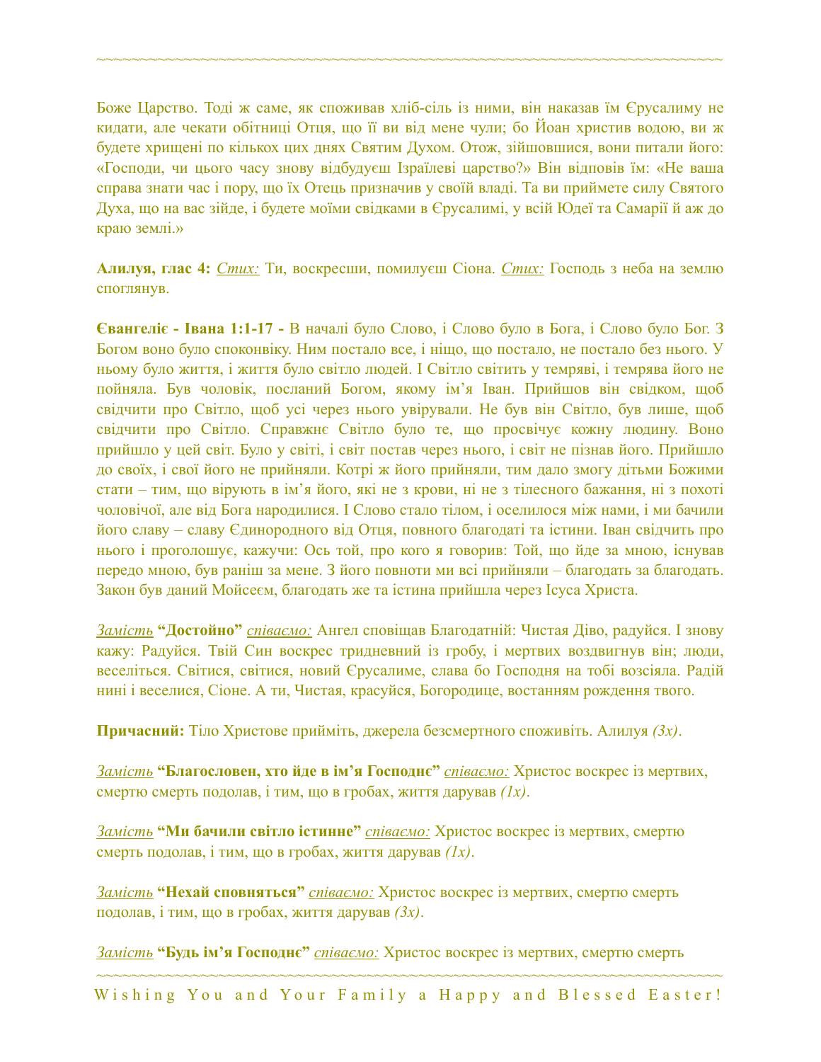Боже Царство. Тоді ж саме, як споживав хліб-сіль із ними, він наказав їм Єрусалиму не кидати, але чекати обітниці Отця, що її ви від мене чули; бо Йоан христив водою, ви ж будете хрищені по кількох цих днях Святим Духом. Отож, зійшовшися, вони питали його: «Господи, чи цього часу знову відбудуєш Ізраїлеві царство?» Він відповів їм: «Не ваша справа знати час і пору, що їх Отець призначив у своїй владі. Та ви приймете силу Святого Духа, що на вас зійде, і будете моїми свідками в Єрусалимі, у всій Юдеї та Самарії й аж до краю землі.»

**Алилуя, глас 4:** _Стих:_ Ти, воскресши, помилуєш Сіона. _Стих:_ Господь з неба на землю споглянув.

**Євангеліє - Івана 1:1-17 -** В началі було Слово, і Слово було в Бога, і Слово було Бог. З Богом воно було споконвіку. Ним постало все, і ніщо, що постало, не постало без нього. У ньому було життя, і життя було світло людей. І Світло світить у темряві, і темрява його не пойняла. Був чоловік, посланий Богом, якому ім'я Іван. Прийшов він свідком, щоб свідчити про Світло, щоб усі через нього увірували. Не був він Світло, був лише, щоб свідчити про Світло. Справжнє Світло було те, що просвічує кожну людину. Воно прийшло у цей світ. Було у світі, і світ постав через нього, і світ не пізнав його. Прийшло до своїх, і свої його не прийняли. Котрі ж його прийняли, тим дало змогу дітьми Божими стати – тим, що вірують в ім'я його, які не з крови, ні не з тілесного бажання, ні з похоті чоловічої, але від Бога народилися. І Слово стало тілом, і оселилося між нами, і ми бачили його славу – славу Єдинородного від Отця, повного благодаті та істини. Іван свідчить про нього і проголошує, кажучи: Ось той, про кого я говорив: Той, що йде за мною, існував передо мною, був раніш за мене. З його повноти ми всі прийняли – благодать за благодать. Закон був даний Мойсеєм, благодать же та істина прийшла через Ісуса Христа.

_Замість_ **"Достойно"** _співаємо:_ Ангел сповіщав Благодатній: Чистая Діво, радуйся. І знову кажу: Радуйся. Твій Син воскрес тридневний із гробу, і мертвих воздвигнув він; люди, веселіться. Світися, світися, новий Єрусалиме, слава бо Господня на тобі возсіяла. Радій нині і веселися, Сіоне. А ти, Чистая, красуйся, Богородице, востанням рождення твого.

**Причасний:** Тіло Христове прийміть, джерела безсмертного споживіть. Алилуя *(3x)*.

_Замість_ **"Благословен, хто йде в ім'я Господнє"** _співаємо:_ Христос воскрес із мертвих, смертю смерть подолав, і тим, що в гробах, життя дарував *(1x)*.

_Замість_ **"Ми бачили світло істинне"** _співаємо:_ Христос воскрес із мертвих, смертю смерть подолав, і тим, що в гробах, життя дарував *(1x)*.

_Замість_ **"Нехай сповняться"** _співаємо:_ Христос воскрес із мертвих, смертю смерть подолав, і тим, що в гробах, життя дарував *(3x)*.

_Замість_ **"Будь ім'я Господнє"** _співаємо:_ Христос воскрес із мертвих, смертю смерть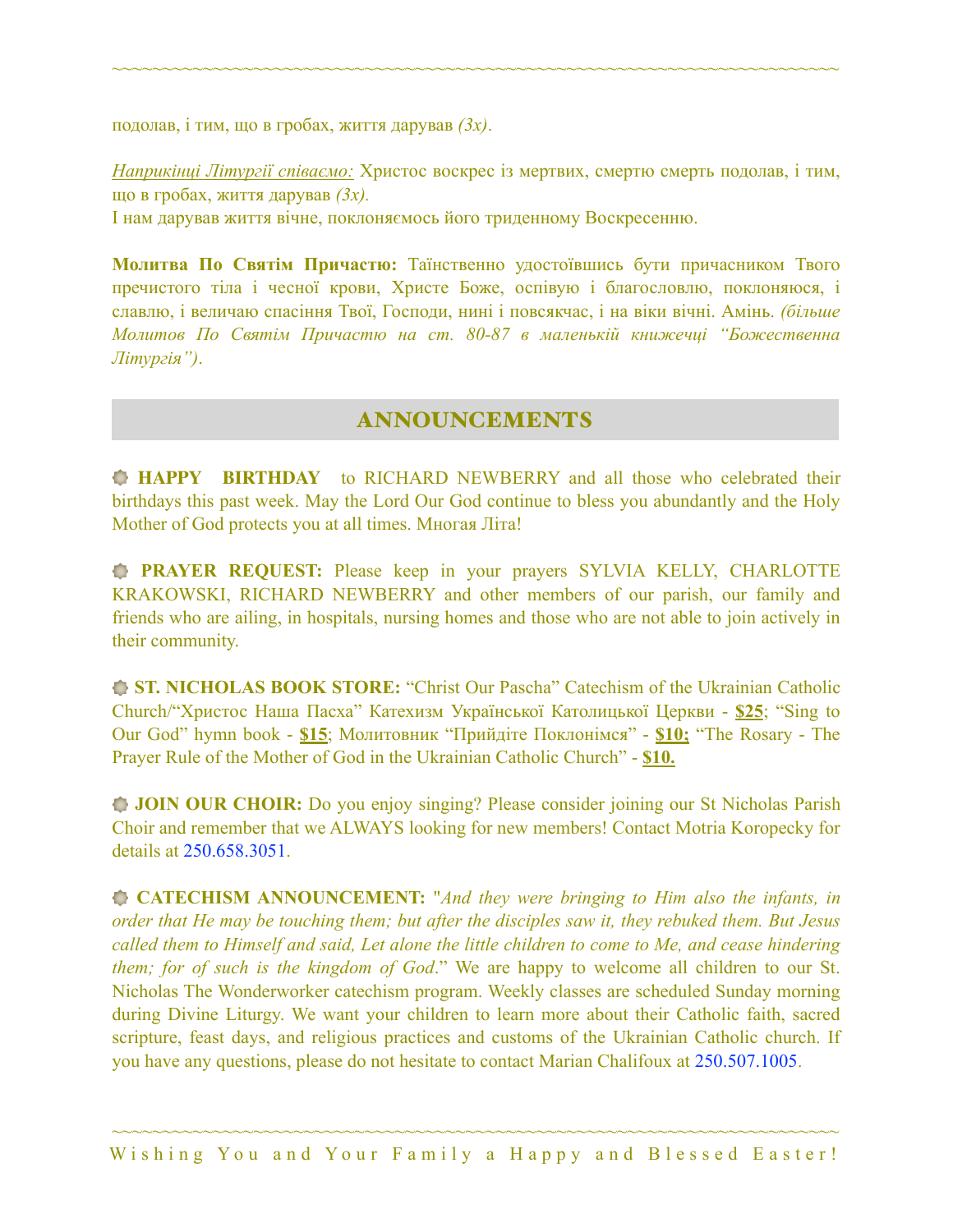подолав, і тим, що в гробах, життя дарував *(3x)*.

*Наприкінці Літургії співаємо:* Христос воскрес із мертвих, смертю смерть подолав, і тим, що в гробах, життя дарував *(3x).*
І нам дарував життя вічне, поклоняємось його триденному Воскресенню.

**Молитва По Святім Причастю:** Таїнственно удостоївшись бути причасником Твого пречистого тіла і чесної крови, Христе Боже, оспівую і благословлю, поклоняюся, і славлю, і величаю спасіння Твої, Господи, нині і повсякчас, і на віки вічні. Амінь. *(більше Молитов По Святім Причастю на ст. 80-87 в маленькій книжечці "Божественна Літургія")*.

## ANNOUNCEMENTS

**HAPPY BIRTHDAY** to RICHARD NEWBERRY and all those who celebrated their birthdays this past week. May the Lord Our God continue to bless you abundantly and the Holy Mother of God protects you at all times. Многая Літа!

**PRAYER REQUEST:** Please keep in your prayers SYLVIA KELLY, CHARLOTTE KRAKOWSKI, RICHARD NEWBERRY and other members of our parish, our family and friends who are ailing, in hospitals, nursing homes and those who are not able to join actively in their community.

**ST. NICHOLAS BOOK STORE:** "Christ Our Pascha" Catechism of the Ukrainian Catholic Church/"Христос Наша Пасха" Катехизм Української Католицької Церкви - **$25**; "Sing to Our God" hymn book - **$15**; Молитовник "Прийдіте Поклонімся" - **$10;** "The Rosary - The Prayer Rule of the Mother of God in the Ukrainian Catholic Church" - **$10.**

**JOIN OUR CHOIR:** Do you enjoy singing? Please consider joining our St Nicholas Parish Choir and remember that we ALWAYS looking for new members! Contact Motria Koropecky for details at 250.658.3051.

**CATECHISM ANNOUNCEMENT:** "*And they were bringing to Him also the infants, in order that He may be touching them; but after the disciples saw it, they rebuked them. But Jesus called them to Himself and said, Let alone the little children to come to Me, and cease hindering them; for of such is the kingdom of God*." We are happy to welcome all children to our St. Nicholas The Wonderworker catechism program. Weekly classes are scheduled Sunday morning during Divine Liturgy. We want your children to learn more about their Catholic faith, sacred scripture, feast days, and religious practices and customs of the Ukrainian Catholic church. If you have any questions, please do not hesitate to contact Marian Chalifoux at 250.507.1005.

Wishing You and Your Family a Happy and Blessed Easter!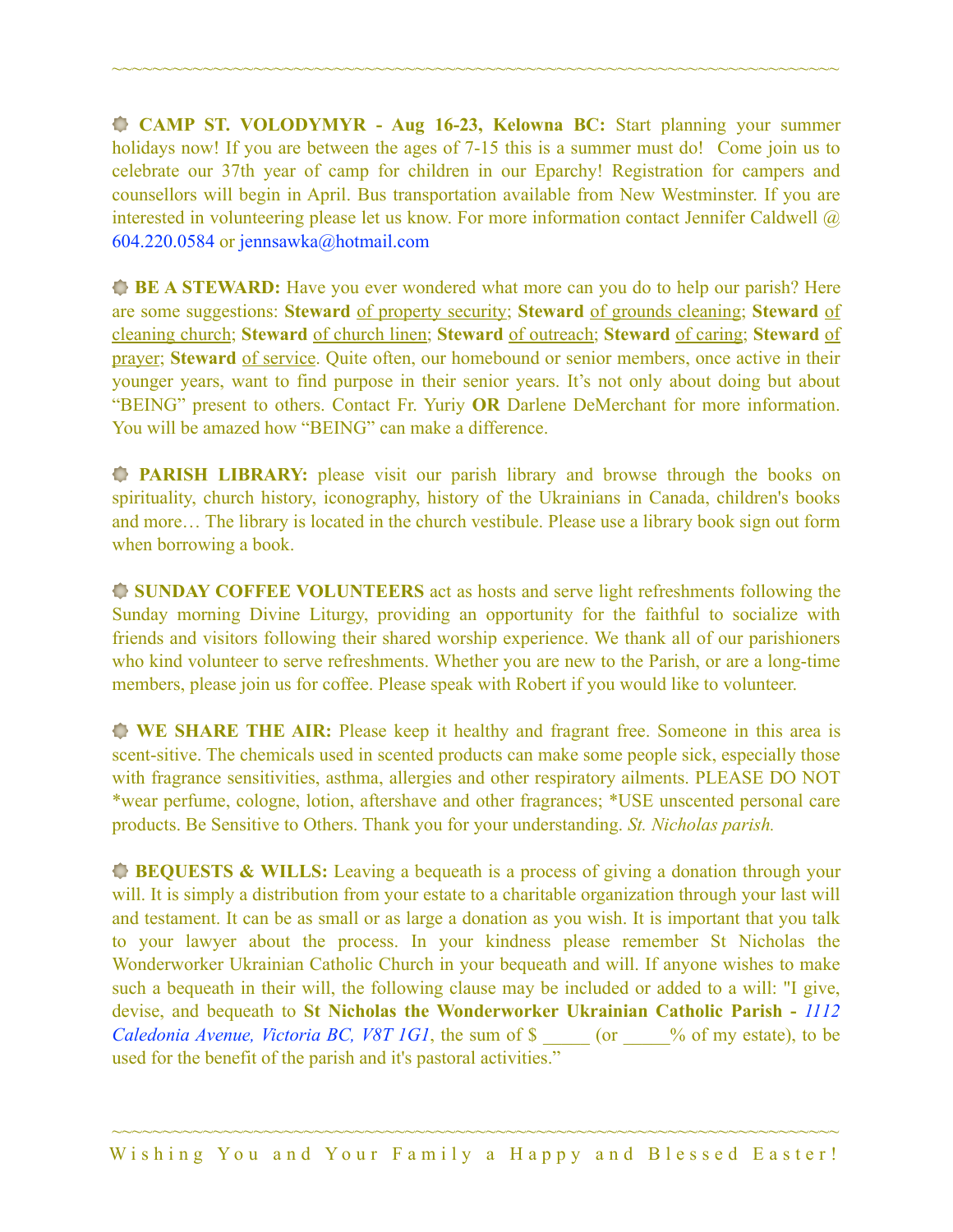~~~~~~~~~~~~~~~~~~~~~~~~~~~~~~~~~~~~~~~~~~~~~~~~~~~~~~~~~~~~~~~~~~~~~~~~~~~~~~

**CAMP ST. VOLODYMYR - Aug 16-23, Kelowna BC:** Start planning your summer holidays now! If you are between the ages of 7-15 this is a summer must do! Come join us to celebrate our 37th year of camp for children in our Eparchy! Registration for campers and counsellors will begin in April. Bus transportation available from New Westminster. If you are interested in volunteering please let us know. For more information contact Jennifer Caldwell @ 604.220.0584 or jennsawka@hotmail.com

**BE A STEWARD:** Have you ever wondered what more can you do to help our parish? Here are some suggestions: **Steward** of property security; **Steward** of grounds cleaning; **Steward** of cleaning church; **Steward** of church linen; **Steward** of outreach; **Steward** of caring; **Steward** of prayer; **Steward** of service. Quite often, our homebound or senior members, once active in their younger years, want to find purpose in their senior years. It's not only about doing but about "BEING" present to others. Contact Fr. Yuriy **OR** Darlene DeMerchant for more information. You will be amazed how "BEING" can make a difference.

**PARISH LIBRARY:** please visit our parish library and browse through the books on spirituality, church history, iconography, history of the Ukrainians in Canada, children's books and more… The library is located in the church vestibule. Please use a library book sign out form when borrowing a book.

**SUNDAY COFFEE VOLUNTEERS** act as hosts and serve light refreshments following the Sunday morning Divine Liturgy, providing an opportunity for the faithful to socialize with friends and visitors following their shared worship experience. We thank all of our parishioners who kind volunteer to serve refreshments. Whether you are new to the Parish, or are a long-time members, please join us for coffee. Please speak with Robert if you would like to volunteer.

**WE SHARE THE AIR:** Please keep it healthy and fragrant free. Someone in this area is scent-sitive. The chemicals used in scented products can make some people sick, especially those with fragrance sensitivities, asthma, allergies and other respiratory ailments. PLEASE DO NOT *wear perfume, cologne, lotion, aftershave and other fragrances; *USE unscented personal care products. Be Sensitive to Others. Thank you for your understanding. *St. Nicholas parish.*

**BEQUESTS & WILLS:** Leaving a bequeath is a process of giving a donation through your will. It is simply a distribution from your estate to a charitable organization through your last will and testament. It can be as small or as large a donation as you wish. It is important that you talk to your lawyer about the process. In your kindness please remember St Nicholas the Wonderworker Ukrainian Catholic Church in your bequeath and will. If anyone wishes to make such a bequeath in their will, the following clause may be included or added to a will: "I give, devise, and bequeath to **St Nicholas the Wonderworker Ukrainian Catholic Parish -** *1112 Caledonia Avenue, Victoria BC, V8T 1G1*, the sum of $ _____ (or _____% of my estate), to be used for the benefit of the parish and it's pastoral activities."

~~~~~~~~~~~~~~~~~~~~~~~~~~~~~~~~~~~~~~~~~~~~~~~~~~~~~~~~~~~~~~~~~~~~~~~~~~~~~~

Wishing You and Your Family a Happy and Blessed Easter!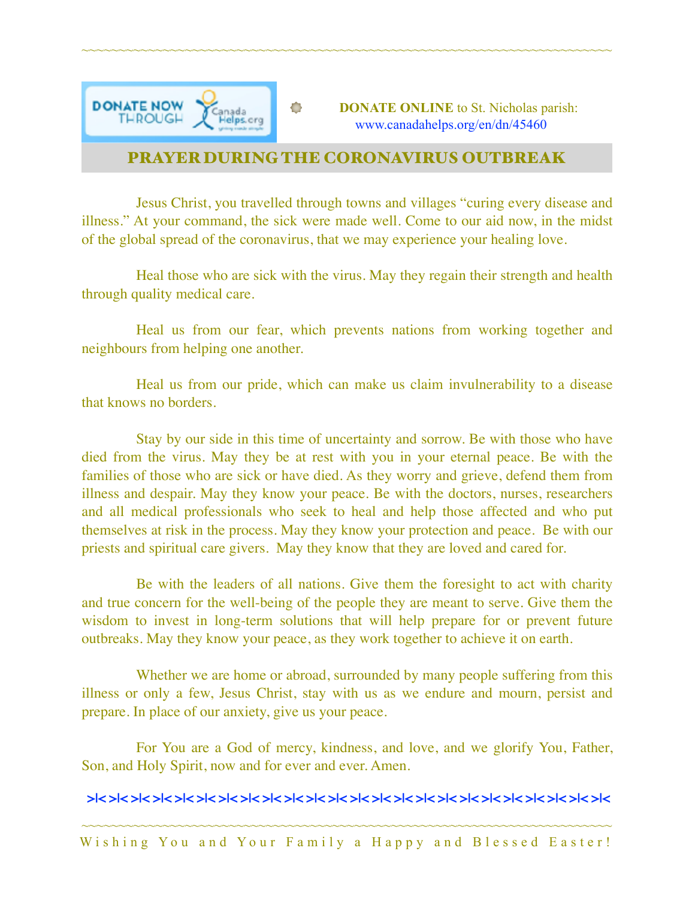**DONATE ONLINE** to St. Nicholas parish: www.canadahelps.org/en/dn/45460

## PRAYER DURING THE CORONAVIRUS OUTBREAK

Jesus Christ, you travelled through towns and villages "curing every disease and illness." At your command, the sick were made well. Come to our aid now, in the midst of the global spread of the coronavirus, that we may experience your healing love.

Heal those who are sick with the virus. May they regain their strength and health through quality medical care.

Heal us from our fear, which prevents nations from working together and neighbours from helping one another.

Heal us from our pride, which can make us claim invulnerability to a disease that knows no borders.

Stay by our side in this time of uncertainty and sorrow. Be with those who have died from the virus. May they be at rest with you in your eternal peace. Be with the families of those who are sick or have died. As they worry and grieve, defend them from illness and despair. May they know your peace. Be with the doctors, nurses, researchers and all medical professionals who seek to heal and help those affected and who put themselves at risk in the process. May they know your protection and peace. Be with our priests and spiritual care givers. May they know that they are loved and cared for.

Be with the leaders of all nations. Give them the foresight to act with charity and true concern for the well-being of the people they are meant to serve. Give them the wisdom to invest in long-term solutions that will help prepare for or prevent future outbreaks. May they know your peace, as they work together to achieve it on earth.

Whether we are home or abroad, surrounded by many people suffering from this illness or only a few, Jesus Christ, stay with us as we endure and mourn, persist and prepare. In place of our anxiety, give us your peace.

For You are a God of mercy, kindness, and love, and we glorify You, Father, Son, and Holy Spirit, now and for ever and ever. Amen.

Wishing You and Your Family a Happy and Blessed Easter!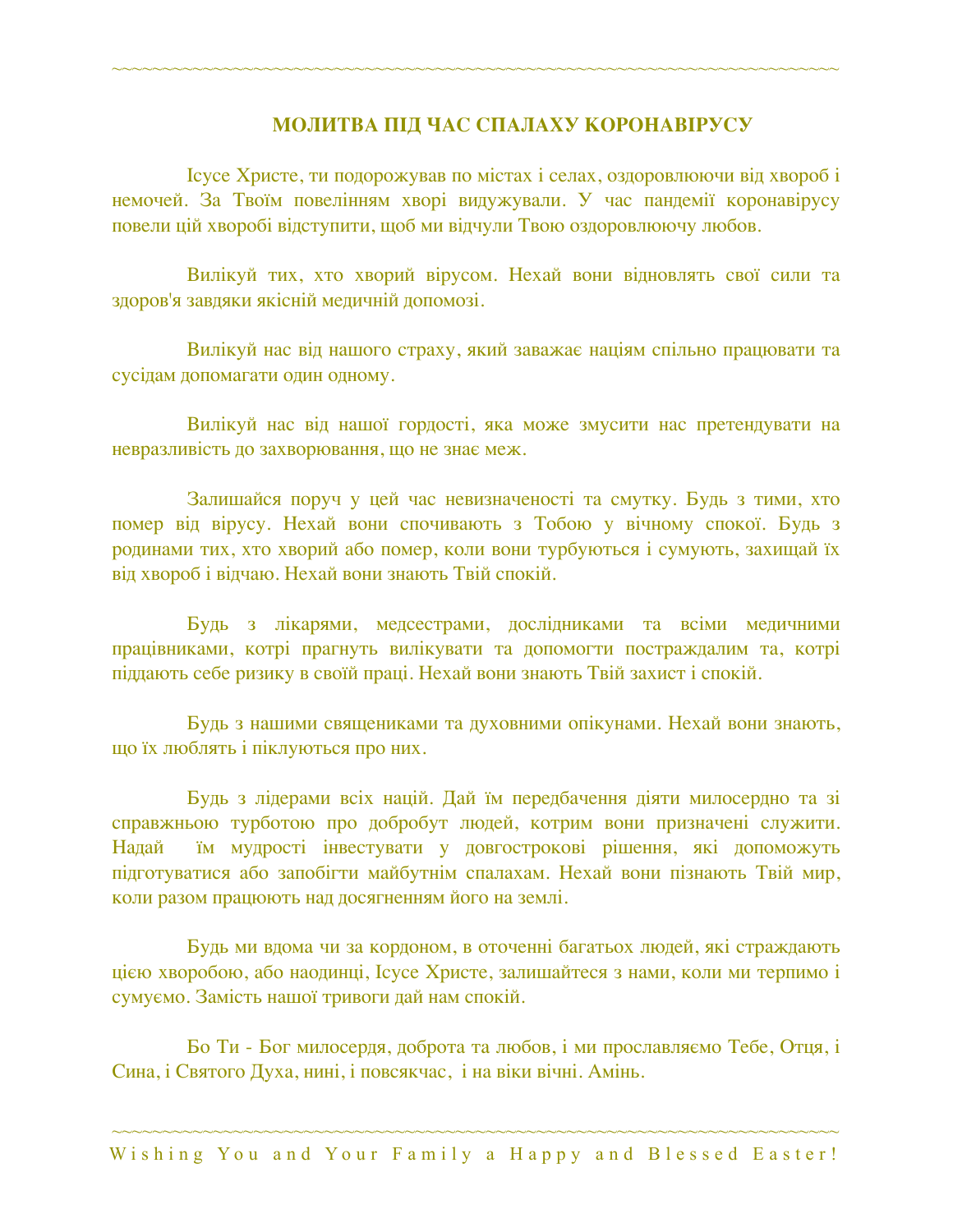## МОЛИТВА ПІД ЧАС СПАЛАХУ КОРОНАВІРУСУ

Ісусе Христе, ти подорожував по містах і селах, оздоровлюючи від хвороб і немочей. За Твоїм повелінням хворі видужували. У час пандемії коронавірусу повели цій хворобі відступити, щоб ми відчули Твою оздоровлюючу любов.

Вилікуй тих, хто хворий вірусом. Нехай вони відновлять свої сили та здоров'я завдяки якісній медичній допомозі.

Вилікуй нас від нашого страху, який заважає націям спільно працювати та сусідам допомагати один одному.

Вилікуй нас від нашої гордості, яка може змусити нас претендувати на невразливість до захворювання, що не знає меж.

Залишайся поруч у цей час невизначеності та смутку. Будь з тими, хто помер від вірусу. Нехай вони спочивають з Тобою у вічному спокої. Будь з родинами тих, хто хворий або помер, коли вони турбуються і сумують, захищай їх від хвороб і відчаю. Нехай вони знають Твій спокій.

Будь з лікарями, медсестрами, дослідниками та всіми медичними працівниками, котрі прагнуть вилікувати та допомогти постраждалим та, котрі піддають себе ризику в своїй праці. Нехай вони знають Твій захист і спокій.

Будь з нашими священиками та духовними опікунами. Нехай вони знають, що їх люблять і піклуються про них.

Будь з лідерами всіх націй. Дай їм передбачення діяти милосердно та зі справжньою турботою про добробут людей, котрим вони призначені служити. Надай їм мудрості інвестувати у довгострокові рішення, які допоможуть підготуватися або запобігти майбутнім спалахам. Нехай вони пізнають Твій мир, коли разом працюють над досягненням його на землі.

Будь ми вдома чи за кордоном, в оточенні багатьох людей, які страждають цією хворобою, або наодинці, Ісусе Христе, залишайтеся з нами, коли ми терпимо і сумуємо. Замість нашої тривоги дай нам спокій.

Бо Ти - Бог милосердя, доброта та любов, і ми прославляємо Тебе, Отця, і Сина, і Святого Духа, нині, і повсякчас, і на віки вічні. Амінь.

Wishing You and Your Family a Happy and Blessed Easter!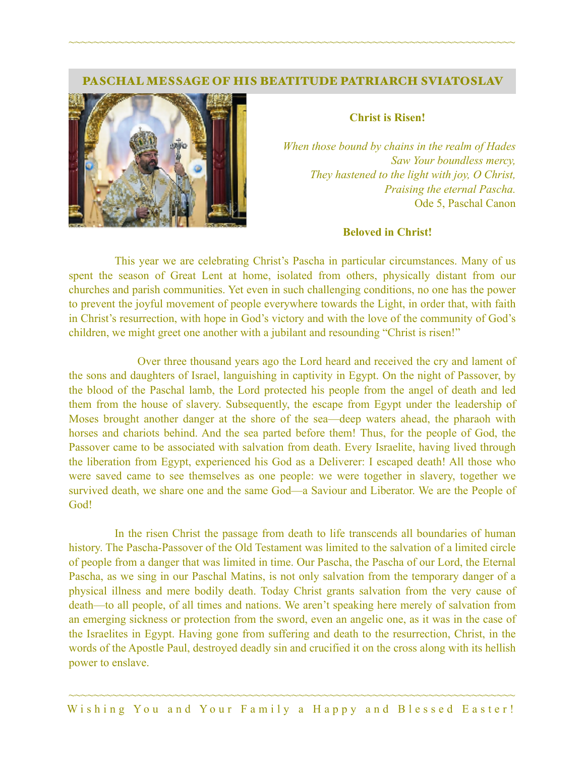## PASCHAL MESSAGE OF HIS BEATITUDE PATRIARCH SVIATOSLAV

**Christ is Risen!**

*When those bound by chains in the realm of Hades*
*Saw Your boundless mercy,*
*They hastened to the light with joy, O Christ,*
*Praising the eternal Pascha.*
Ode 5, Paschal Canon

**Beloved in Christ!**

This year we are celebrating Christ's Pascha in particular circumstances. Many of us spent the season of Great Lent at home, isolated from others, physically distant from our churches and parish communities. Yet even in such challenging conditions, no one has the power to prevent the joyful movement of people everywhere towards the Light, in order that, with faith in Christ's resurrection, with hope in God's victory and with the love of the community of God's children, we might greet one another with a jubilant and resounding "Christ is risen!"

Over three thousand years ago the Lord heard and received the cry and lament of the sons and daughters of Israel, languishing in captivity in Egypt. On the night of Passover, by the blood of the Paschal lamb, the Lord protected his people from the angel of death and led them from the house of slavery. Subsequently, the escape from Egypt under the leadership of Moses brought another danger at the shore of the sea—deep waters ahead, the pharaoh with horses and chariots behind. And the sea parted before them! Thus, for the people of God, the Passover came to be associated with salvation from death. Every Israelite, having lived through the liberation from Egypt, experienced his God as a Deliverer: I escaped death! All those who were saved came to see themselves as one people: we were together in slavery, together we survived death, we share one and the same God—a Saviour and Liberator. We are the People of God!

In the risen Christ the passage from death to life transcends all boundaries of human history. The Pascha-Passover of the Old Testament was limited to the salvation of a limited circle of people from a danger that was limited in time. Our Pascha, the Pascha of our Lord, the Eternal Pascha, as we sing in our Paschal Matins, is not only salvation from the temporary danger of a physical illness and mere bodily death. Today Christ grants salvation from the very cause of death—to all people, of all times and nations. We aren't speaking here merely of salvation from an emerging sickness or protection from the sword, even an angelic one, as it was in the case of the Israelites in Egypt. Having gone from suffering and death to the resurrection, Christ, in the words of the Apostle Paul, destroyed deadly sin and crucified it on the cross along with its hellish power to enslave.

Wishing You and Your Family a Happy and Blessed Easter!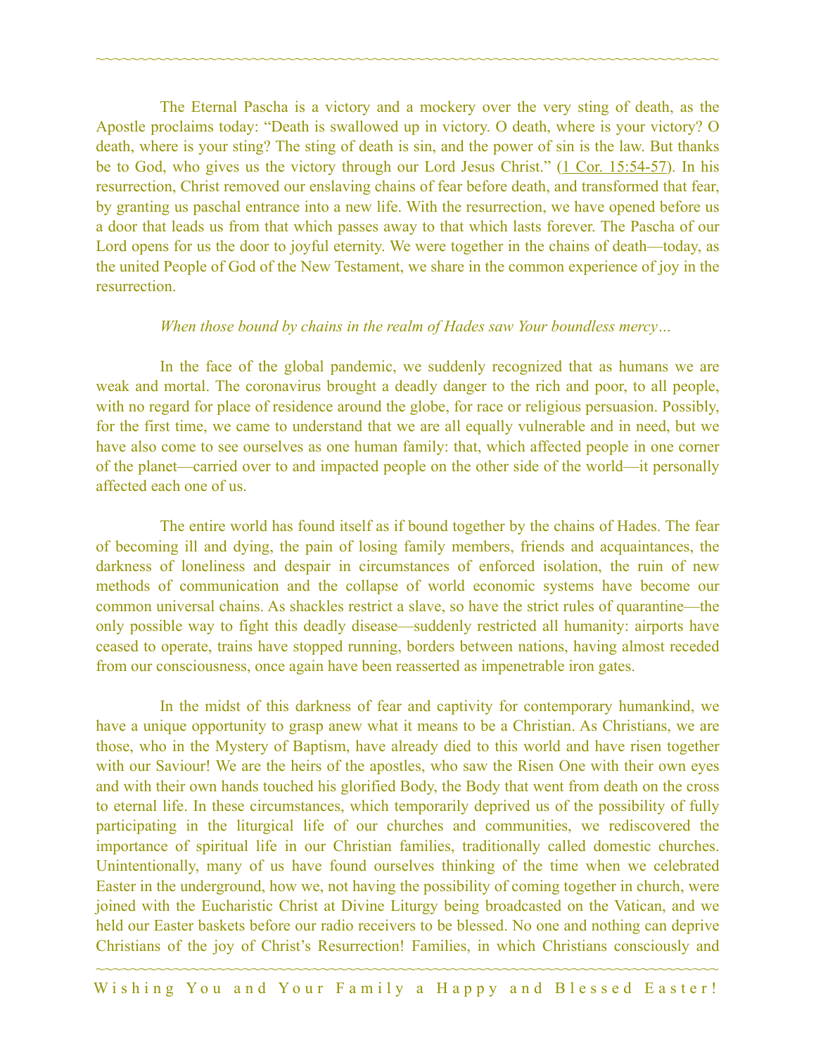The Eternal Pascha is a victory and a mockery over the very sting of death, as the Apostle proclaims today: "Death is swallowed up in victory. O death, where is your victory? O death, where is your sting? The sting of death is sin, and the power of sin is the law. But thanks be to God, who gives us the victory through our Lord Jesus Christ." (1 Cor. 15:54-57). In his resurrection, Christ removed our enslaving chains of fear before death, and transformed that fear, by granting us paschal entrance into a new life. With the resurrection, we have opened before us a door that leads us from that which passes away to that which lasts forever. The Pascha of our Lord opens for us the door to joyful eternity. We were together in the chains of death—today, as the united People of God of the New Testament, we share in the common experience of joy in the resurrection.

*When those bound by chains in the realm of Hades saw Your boundless mercy…*

In the face of the global pandemic, we suddenly recognized that as humans we are weak and mortal. The coronavirus brought a deadly danger to the rich and poor, to all people, with no regard for place of residence around the globe, for race or religious persuasion. Possibly, for the first time, we came to understand that we are all equally vulnerable and in need, but we have also come to see ourselves as one human family: that, which affected people in one corner of the planet—carried over to and impacted people on the other side of the world—it personally affected each one of us.

The entire world has found itself as if bound together by the chains of Hades. The fear of becoming ill and dying, the pain of losing family members, friends and acquaintances, the darkness of loneliness and despair in circumstances of enforced isolation, the ruin of new methods of communication and the collapse of world economic systems have become our common universal chains. As shackles restrict a slave, so have the strict rules of quarantine—the only possible way to fight this deadly disease—suddenly restricted all humanity: airports have ceased to operate, trains have stopped running, borders between nations, having almost receded from our consciousness, once again have been reasserted as impenetrable iron gates.

In the midst of this darkness of fear and captivity for contemporary humankind, we have a unique opportunity to grasp anew what it means to be a Christian. As Christians, we are those, who in the Mystery of Baptism, have already died to this world and have risen together with our Saviour! We are the heirs of the apostles, who saw the Risen One with their own eyes and with their own hands touched his glorified Body, the Body that went from death on the cross to eternal life. In these circumstances, which temporarily deprived us of the possibility of fully participating in the liturgical life of our churches and communities, we rediscovered the importance of spiritual life in our Christian families, traditionally called domestic churches. Unintentionally, many of us have found ourselves thinking of the time when we celebrated Easter in the underground, how we, not having the possibility of coming together in church, were joined with the Eucharistic Christ at Divine Liturgy being broadcasted on the Vatican, and we held our Easter baskets before our radio receivers to be blessed. No one and nothing can deprive Christians of the joy of Christ's Resurrection! Families, in which Christians consciously and

Wishing You and Your Family a Happy and Blessed Easter!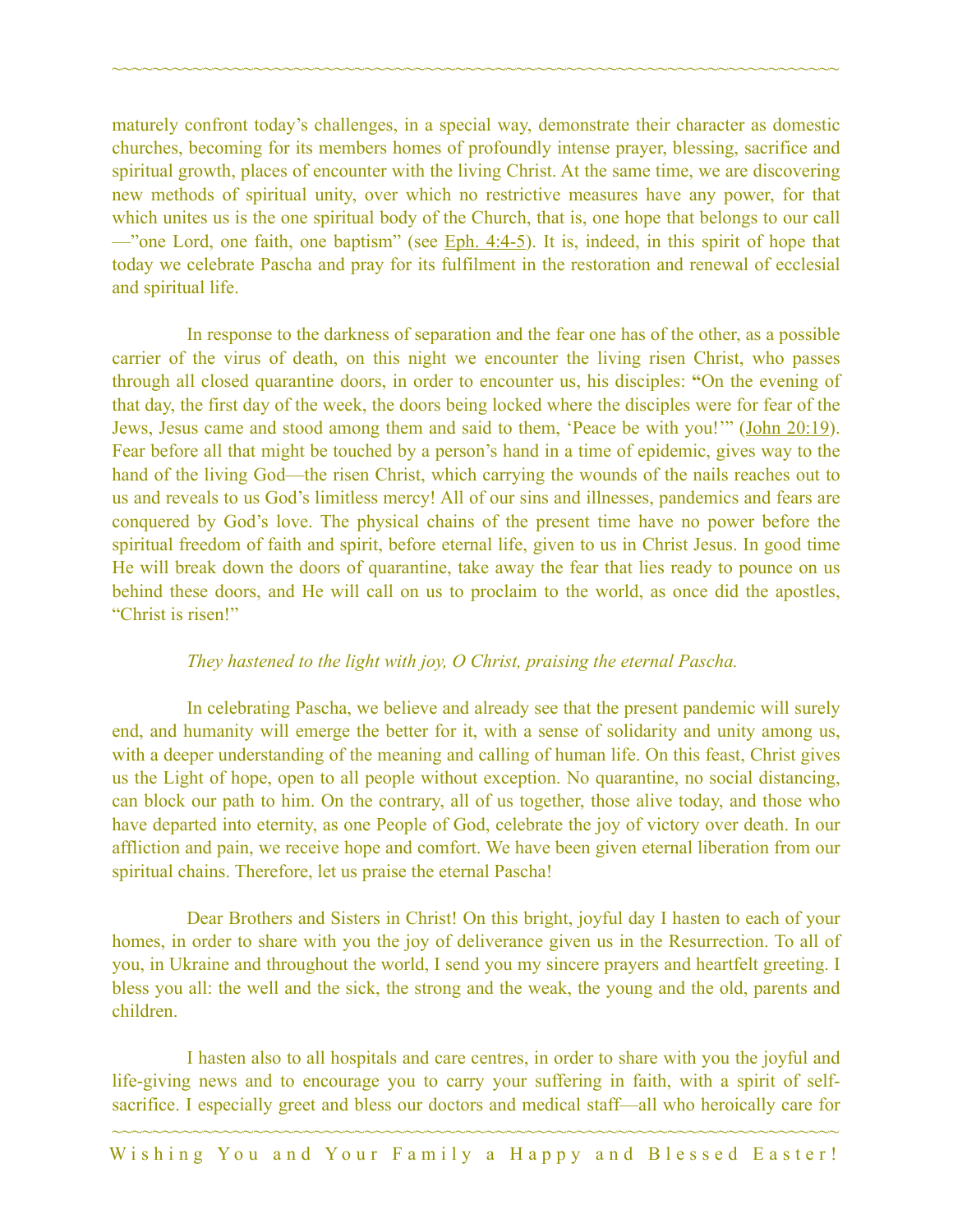maturely confront today's challenges, in a special way, demonstrate their character as domestic churches, becoming for its members homes of profoundly intense prayer, blessing, sacrifice and spiritual growth, places of encounter with the living Christ. At the same time, we are discovering new methods of spiritual unity, over which no restrictive measures have any power, for that which unites us is the one spiritual body of the Church, that is, one hope that belongs to our call—"one Lord, one faith, one baptism" (see Eph. 4:4-5). It is, indeed, in this spirit of hope that today we celebrate Pascha and pray for its fulfilment in the restoration and renewal of ecclesial and spiritual life.

In response to the darkness of separation and the fear one has of the other, as a possible carrier of the virus of death, on this night we encounter the living risen Christ, who passes through all closed quarantine doors, in order to encounter us, his disciples: **"**On the evening of that day, the first day of the week, the doors being locked where the disciples were for fear of the Jews, Jesus came and stood among them and said to them, 'Peace be with you!'" (John 20:19). Fear before all that might be touched by a person's hand in a time of epidemic, gives way to the hand of the living God—the risen Christ, which carrying the wounds of the nails reaches out to us and reveals to us God's limitless mercy! All of our sins and illnesses, pandemics and fears are conquered by God's love. The physical chains of the present time have no power before the spiritual freedom of faith and spirit, before eternal life, given to us in Christ Jesus. In good time He will break down the doors of quarantine, take away the fear that lies ready to pounce on us behind these doors, and He will call on us to proclaim to the world, as once did the apostles, "Christ is risen!"

*They hastened to the light with joy, O Christ, praising the eternal Pascha.*

In celebrating Pascha, we believe and already see that the present pandemic will surely end, and humanity will emerge the better for it, with a sense of solidarity and unity among us, with a deeper understanding of the meaning and calling of human life. On this feast, Christ gives us the Light of hope, open to all people without exception. No quarantine, no social distancing, can block our path to him. On the contrary, all of us together, those alive today, and those who have departed into eternity, as one People of God, celebrate the joy of victory over death. In our affliction and pain, we receive hope and comfort. We have been given eternal liberation from our spiritual chains. Therefore, let us praise the eternal Pascha!

Dear Brothers and Sisters in Christ! On this bright, joyful day I hasten to each of your homes, in order to share with you the joy of deliverance given us in the Resurrection. To all of you, in Ukraine and throughout the world, I send you my sincere prayers and heartfelt greeting. I bless you all: the well and the sick, the strong and the weak, the young and the old, parents and children.

I hasten also to all hospitals and care centres, in order to share with you the joyful and life-giving news and to encourage you to carry your suffering in faith, with a spirit of self-sacrifice. I especially greet and bless our doctors and medical staff—all who heroically care for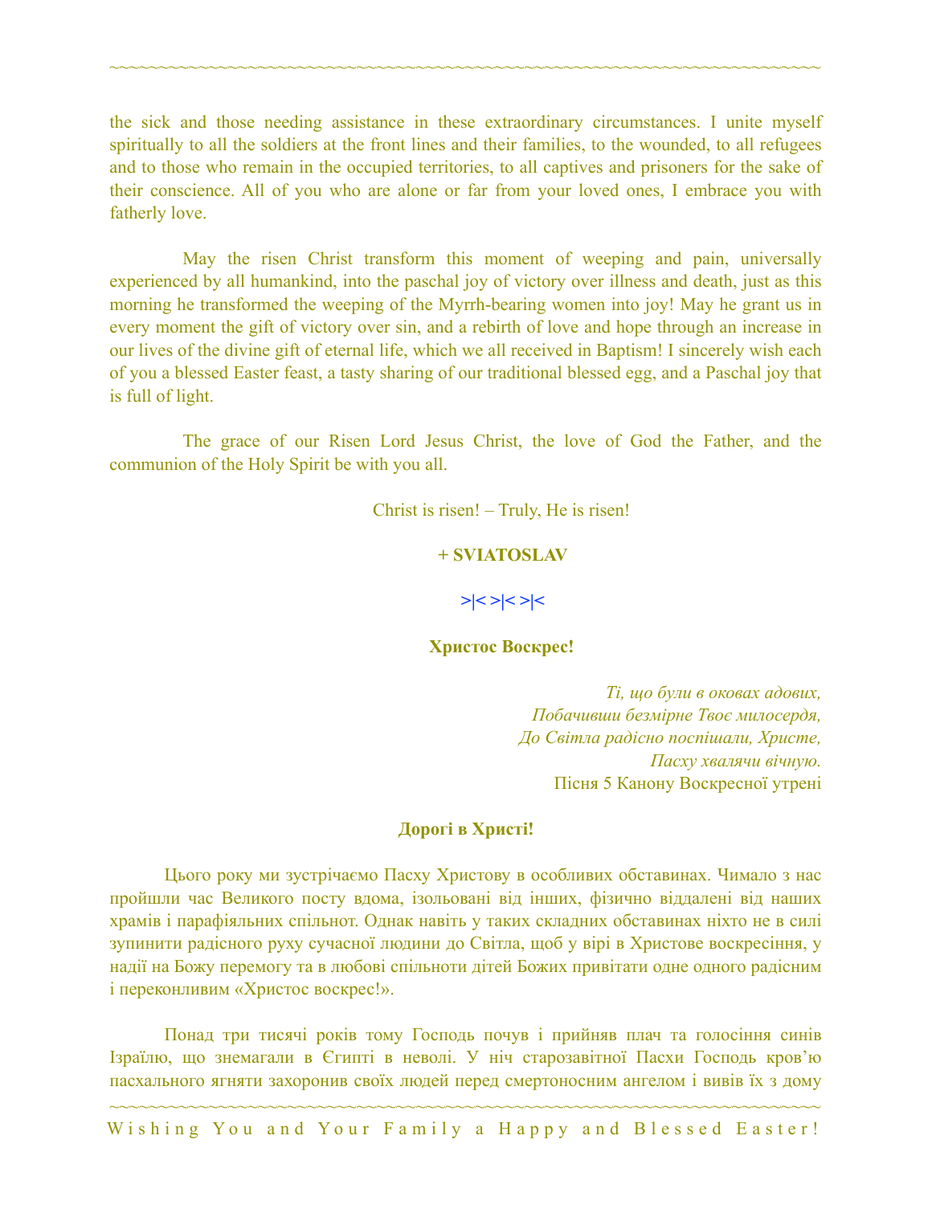the sick and those needing assistance in these extraordinary circumstances. I unite myself spiritually to all the soldiers at the front lines and their families, to the wounded, to all refugees and to those who remain in the occupied territories, to all captives and prisoners for the sake of their conscience. All of you who are alone or far from your loved ones, I embrace you with fatherly love.

May the risen Christ transform this moment of weeping and pain, universally experienced by all humankind, into the paschal joy of victory over illness and death, just as this morning he transformed the weeping of the Myrrh-bearing women into joy! May he grant us in every moment the gift of victory over sin, and a rebirth of love and hope through an increase in our lives of the divine gift of eternal life, which we all received in Baptism! I sincerely wish each of you a blessed Easter feast, a tasty sharing of our traditional blessed egg, and a Paschal joy that is full of light.

The grace of our Risen Lord Jesus Christ, the love of God the Father, and the communion of the Holy Spirit be with you all.

Christ is risen! – Truly, He is risen!

**+ SVIATOSLAV**

**>|< >|< >|<**

**Христос Воскрес!**

*Ті, що були в оковах адових,*
*Побачивши безмірне Твоє милосердя,*
*До Світла радісно поспішали, Христе,*
*Пасху хвалячи вічную.*
Пісня 5 Канону Воскресної утрені

**Дорогі в Христі!**

Цього року ми зустрічаємо Пасху Христову в особливих обставинах. Чимало з нас пройшли час Великого посту вдома, ізольовані від інших, фізично віддалені від наших храмів і парафіяльних спільнот. Однак навіть у таких складних обставинах ніхто не в силі зупинити радісного руху сучасної людини до Світла, щоб у вірі в Христове воскресіння, у надії на Божу перемогу та в любові спільноти дітей Божих привітати одне одного радісним і переконливим «Христос воскрес!».

Понад три тисячі років тому Господь почув і прийняв плач та голосіння синів Ізраїлю, що знемагали в Єгипті в неволі. У ніч старозавітної Пасхи Господь кров'ю пасхального ягняти захоронив своїх людей перед смертоносним ангелом і вивів їх з дому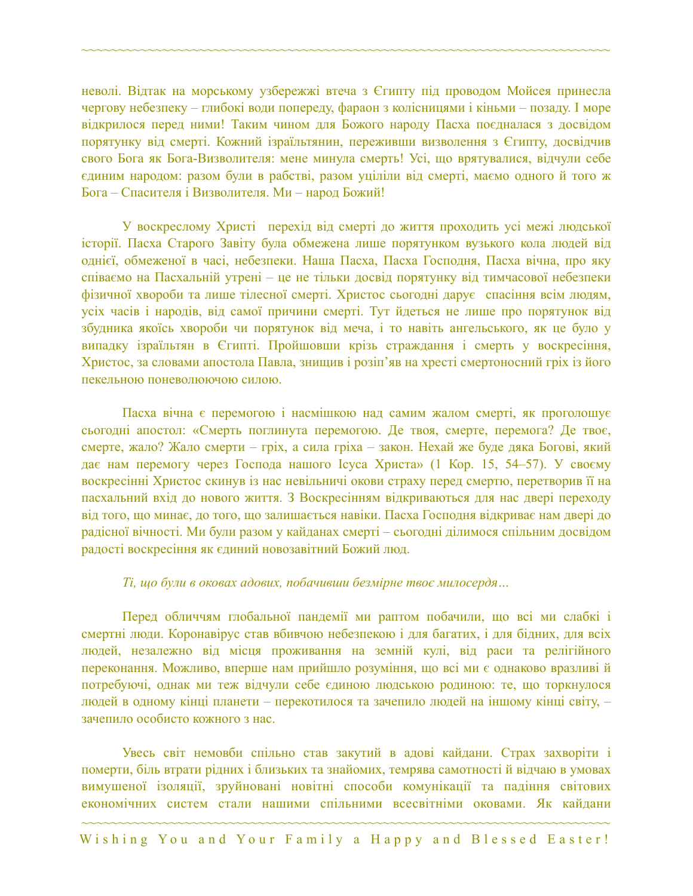неволі. Відтак на морському узбережжі втеча з Єгипту під проводом Мойсея принесла чергову небезпеку – глибокі води попереду, фараон з колісницями і кіньми – позаду. І море відкрилося перед ними! Таким чином для Божого народу Пасха поєдналася з досвідом порятунку від смерті. Кожний ізраїльтянин, переживши визволення з Єгипту, досвідчив свого Бога як Бога-Визволителя: мене минула смерть! Усі, що врятувалися, відчули себе єдиним народом: разом були в рабстві, разом уціліли від смерті, маємо одного й того ж Бога – Спасителя і Визволителя. Ми – народ Божий!

У воскреслому Христі перехід від смерті до життя проходить усі межі людської історії. Пасха Старого Завіту була обмежена лише порятунком вузького кола людей від однієї, обмеженої в часі, небезпеки. Наша Пасха, Пасха Господня, Пасха вічна, про яку співаємо на Пасхальній утрені – це не тільки досвід порятунку від тимчасової небезпеки фізичної хвороби та лише тілесної смерті. Христос сьогодні дарує спасіння всім людям, усіх часів і народів, від самої причини смерті. Тут йдеться не лише про порятунок від збудника якоїсь хвороби чи порятунок від меча, і то навіть ангельського, як це було у випадку ізраїльтян в Єгипті. Пройшовши крізь страждання і смерть у воскресіння, Христос, за словами апостола Павла, знищив і розіп'яв на хресті смертоносний гріх із його пекельною поневолюючою силою.

Пасха вічна є перемогою і насмішкою над самим жалом смерті, як проголошує сьогодні апостол: «Смерть поглинута перемогою. Де твоя, смерте, перемога? Де твоє, смерте, жало? Жало смерти – гріх, а сила гріха – закон. Нехай же буде дяка Богові, який дає нам перемогу через Господа нашого Ісуса Христа» (1 Кор. 15, 54–57). У своєму воскресінні Христос скинув із нас невільничі окови страху перед смертю, перетворив її на пасхальний вхід до нового життя. З Воскресінням відкриваються для нас двері переходу від того, що минає, до того, що залишається навіки. Пасха Господня відкриває нам двері до радісної вічності. Ми були разом у кайданах смерті – сьогодні ділимося спільним досвідом радості воскресіння як єдиний новозавітний Божий люд.

*Ті, що були в оковах адових, побачивши безмірне твоє милосердя…*

Перед обличчям глобальної пандемії ми раптом побачили, що всі ми слабкі і смертні люди. Коронавірус став вбивчою небезпекою і для багатих, і для бідних, для всіх людей, незалежно від місця проживання на земній кулі, від раси та релігійного переконання. Можливо, вперше нам прийшло розуміння, що всі ми є однаково вразливі й потребуючі, однак ми теж відчули себе єдиною людською родиною: те, що торкнулося людей в одному кінці планети – перекотилося та зачепило людей на іншому кінці світу, – зачепило особисто кожного з нас.

Увесь світ немовби спільно став закутий в адові кайдани. Страх захворіти і померти, біль втрати рідних і близьких та знайомих, темрява самотності й відчаю в умовах вимушеної ізоляції, зруйновані новітні способи комунікації та падіння світових економічних систем стали нашими спільними всесвітніми оковами. Як кайдани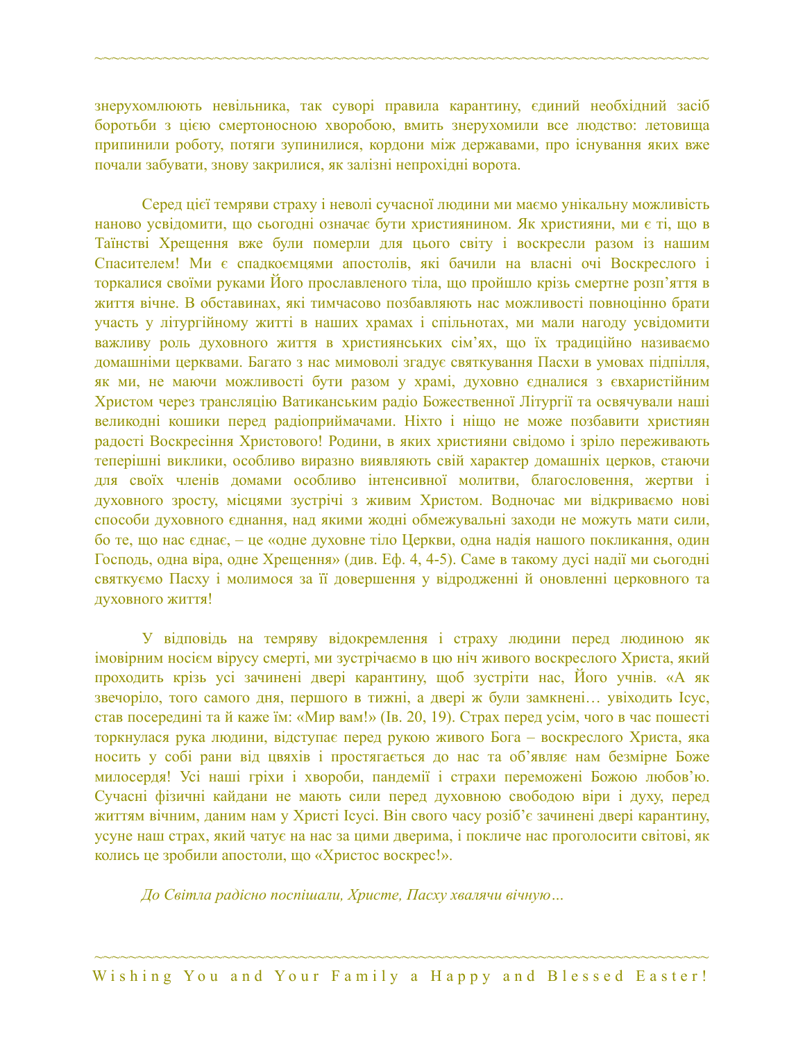знерухомлюють невільника, так суворі правила карантину, єдиний необхідний засіб боротьби з цією смертоносною хворобою, вмить знерухомили все людство: летовища припинили роботу, потяги зупинилися, кордони між державами, про існування яких вже почали забувати, знову закрилися, як залізні непрохідні ворота.

Серед цієї темряви страху і неволі сучасної людини ми маємо унікальну можливість наново усвідомити, що сьогодні означає бути християнином. Як християни, ми є ті, що в Таїнстві Хрещення вже були померли для цього світу і воскресли разом із нашим Спасителем! Ми є спадкоємцями апостолів, які бачили на власні очі Воскреслого і торкалися своїми руками Його прославленого тіла, що пройшло крізь смертне розп'яття в життя вічне. В обставинах, які тимчасово позбавляють нас можливості повноцінно брати участь у літургійному житті в наших храмах і спільнотах, ми мали нагоду усвідомити важливу роль духовного життя в християнських сім'ях, що їх традиційно називаємо домашніми церквами. Багато з нас мимоволі згадує святкування Пасхи в умовах підпілля, як ми, не маючи можливості бути разом у храмі, духовно єдналися з євхаристійним Христом через трансляцію Ватиканським радіо Божественної Літургії та освячували наші великодні кошики перед радіоприймачами. Ніхто і ніщо не може позбавити християн радості Воскресіння Христового! Родини, в яких християни свідомо і зріло переживають теперішні виклики, особливо виразно виявляють свій характер домашніх церков, стаючи для своїх членів домами особливо інтенсивної молитви, благословення, жертви і духовного зросту, місцями зустрічі з живим Христом. Водночас ми відкриваємо нові способи духовного єднання, над якими жодні обмежувальні заходи не можуть мати сили, бо те, що нас єднає, – це «одне духовне тіло Церкви, одна надія нашого покликання, один Господь, одна віра, одне Хрещення» (див. Еф. 4, 4-5). Саме в такому дусі надії ми сьогодні святкуємо Пасху і молимося за її довершення у відродженні й оновленні церковного та духовного життя!

У відповідь на темряву відокремлення і страху людини перед людиною як імовірним носієм вірусу смерті, ми зустрічаємо в цю ніч живого воскреслого Христа, який проходить крізь усі зачинені двері карантину, щоб зустріти нас, Його учнів. «А як звечоріло, того самого дня, першого в тижні, а двері ж були замкнені… увіходить Ісус, став посередині та й каже їм: «Мир вам!» (Ів. 20, 19). Страх перед усім, чого в час пошесті торкнулася рука людини, відступає перед рукою живого Бога – воскреслого Христа, яка носить у собі рани від цвяхів і простягається до нас та об'являє нам безмірне Боже милосердя! Усі наші гріхи і хвороби, пандемії і страхи переможені Божою любов'ю. Сучасні фізичні кайдани не мають сили перед духовною свободою віри і духу, перед життям вічним, даним нам у Христі Ісусі. Він свого часу розіб'є зачинені двері карантину, усуне наш страх, який чатує на нас за цими дверима, і покличе нас проголосити світові, як колись це зробили апостоли, що «Христос воскрес!».

*До Світла радісно поспішали, Христе, Пасху хвалячи вічную…*

Wishing You and Your Family a Happy and Blessed Easter!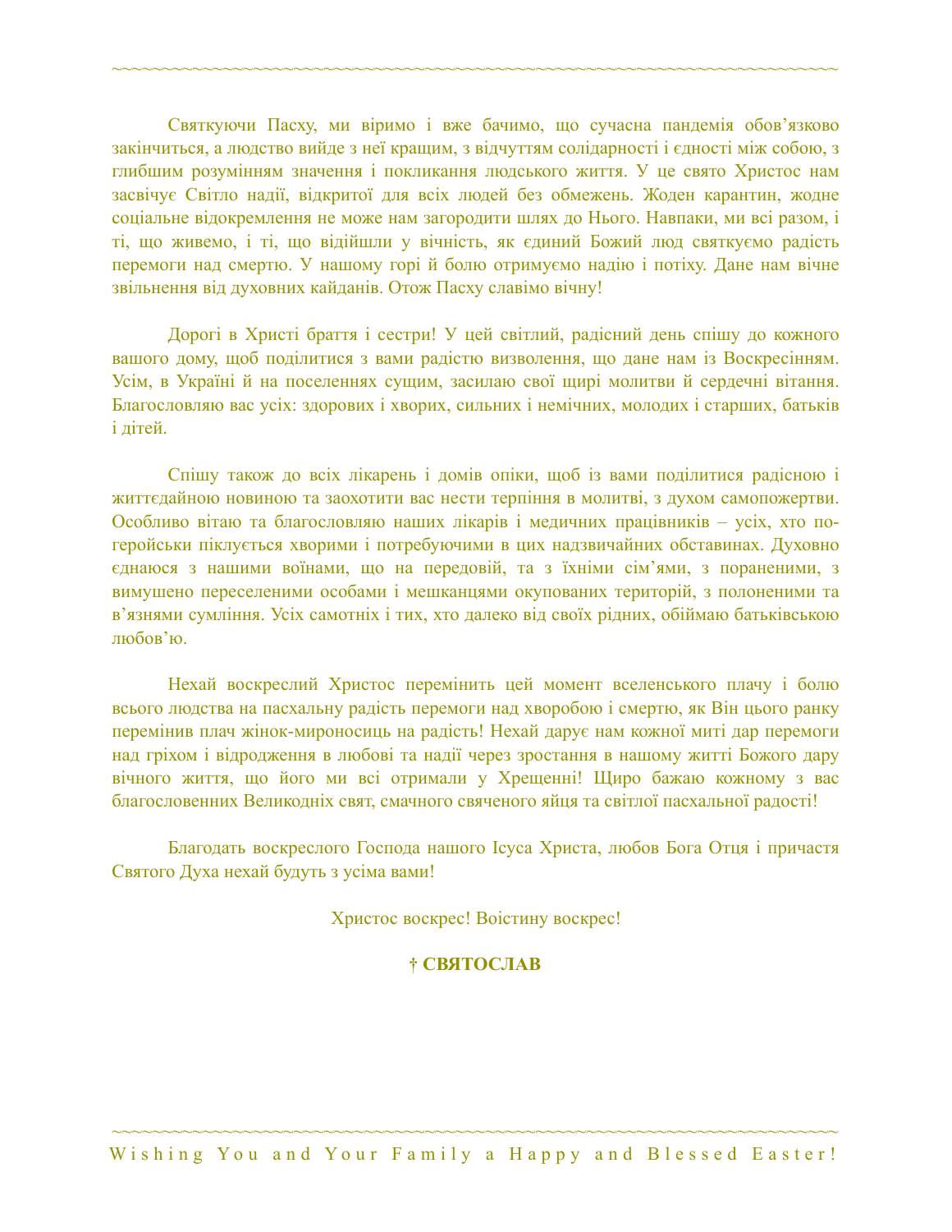Святкуючи Пасху, ми віримо і вже бачимо, що сучасна пандемія обов'язково закінчиться, а людство вийде з неї кращим, з відчуттям солідарності і єдності між собою, з глибшим розумінням значення і покликання людського життя. У це свято Христос нам засвічує Світло надії, відкритої для всіх людей без обмежень. Жоден карантин, жодне соціальне відокремлення не може нам загородити шлях до Нього. Навпаки, ми всі разом, і ті, що живемо, і ті, що відійшли у вічність, як єдиний Божий люд святкуємо радість перемоги над смертю. У нашому горі й болю отримуємо надію і потіху. Дане нам вічне звільнення від духовних кайданів. Отож Пасху славімо вічну!

Дорогі в Христі браття і сестри! У цей світлий, радісний день спішу до кожного вашого дому, щоб поділитися з вами радістю визволення, що дане нам із Воскресінням. Усім, в Україні й на поселеннях сущим, засилаю свої щирі молитви й сердечні вітання. Благословляю вас усіх: здорових і хворих, сильних і немічних, молодих і старших, батьків і дітей.

Спішу також до всіх лікарень і домів опіки, щоб із вами поділитися радісною і життєдайною новиною та заохотити вас нести терпіння в молитві, з духом самопожертви. Особливо вітаю та благословляю наших лікарів і медичних працівників – усіх, хто по-геройськи піклується хворими і потребуючими в цих надзвичайних обставинах. Духовно єднаюся з нашими воїнами, що на передовій, та з їхніми сім'ями, з пораненими, з вимушено переселеними особами і мешканцями окупованих територій, з полоненими та в'язнями сумління. Усіх самотніх і тих, хто далеко від своїх рідних, обіймаю батьківською любов'ю.

Нехай воскреслий Христос перемінить цей момент вселенського плачу і болю всього людства на пасхальну радість перемоги над хворобою і смертю, як Він цього ранку перемінив плач жінок-мироносиць на радість! Нехай дарує нам кожної миті дар перемоги над гріхом і відродження в любові та надії через зростання в нашому житті Божого дару вічного життя, що його ми всі отримали у Хрещенні! Щиро бажаю кожному з вас благословенних Великодніх свят, смачного свяченого яйця та світлої пасхальної радості!

Благодать воскреслого Господа нашого Ісуса Христа, любов Бога Отця і причастя Святого Духа нехай будуть з усіма вами!

Христос воскрес! Воістину воскрес!

**† СВЯТОСЛАВ**

Wishing You and Your Family a Happy and Blessed Easter!